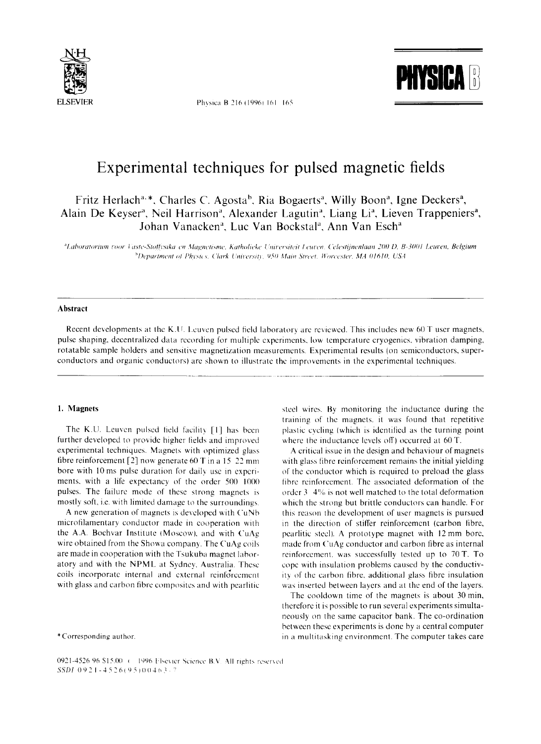# Experimental techniques for pulsed magnetic fields

Fritz Herlach[a,*], Charles C. Agosta[b], Ria Bogaerts[a], Willy Boon[a], Igne Deckers[a], Alain De Keyser[a], Neil Harrison[a], Alexander Lagutin[a], Liang Li[a], Lieven Trappeniers[a], Johan Vanacken[a], Luc Van Bockstal[a], Ann Van Esch[a]

[a] *Laboratorium voor Vaste-Stoffysika en Magnetisme, Katholieke Universiteit Leuven, Celestijnenlaan 200 D, B-3001 Leuven, Belgium*
[b] *Department of Physics, Clark University, 950 Main Street, Worcester, MA 01610, USA*

## Abstract

Recent developments at the K.U. Leuven pulsed field laboratory are reviewed. This includes new 60 T user magnets, pulse shaping, decentralized data recording for multiple experiments, low temperature cryogenics, vibration damping, rotatable sample holders and sensitive magnetization measurements. Experimental results (on semiconductors, superconductors and organic conductors) are shown to illustrate the improvements in the experimental techniques.

## 1. Magnets

The K.U. Leuven pulsed field facility [1] has been further developed to provide higher fields and improved experimental techniques. Magnets with optimized glass fibre reinforcement [2] now generate 60 T in a 15–22 mm bore with 10 ms pulse duration for daily use in experiments, with a life expectancy of the order 500–1000 pulses. The failure mode of these strong magnets is mostly soft, i.e. with limited damage to the surroundings.

A new generation of magnets is developed with CuNb microfilamentary conductor made in cooperation with the A.A. Bochvar Institute (Moscow), and with CuAg wire obtained from the Showa company. The CuAg coils are made in cooperation with the Tsukuba magnet laboratory and with the NPML at Sydney, Australia. These coils incorporate internal and external reinforcement with glass and carbon fibre composites and with pearlitic steel wires. By monitoring the inductance during the training of the magnets, it was found that repetitive plastic cycling (which is identified as the turning point where the inductance levels off) occurred at 60 T.

A critical issue in the design and behaviour of magnets with glass fibre reinforcement remains the initial yielding of the conductor which is required to preload the glass fibre reinforcement. The associated deformation of the order 3–4% is not well matched to the total deformation which the strong but brittle conductors can handle. For this reason the development of user magnets is pursued in the direction of stiffer reinforcement (carbon fibre, pearlitic steel). A prototype magnet with 12 mm bore, made from CuAg conductor and carbon fibre as internal reinforcement, was successfully tested up to 70 T. To cope with insulation problems caused by the conductivity of the carbon fibre, additional glass fibre insulation was inserted between layers and at the end of the layers.

The cooldown time of the magnets is about 30 min, therefore it is possible to run several experiments simultaneously on the same capacitor bank. The co-ordination between these experiments is done by a central computer in a multitasking environment. The computer takes care

\* Corresponding author.

0921-4526/96/$15.00 © 1996 Elsevier Science B.V. All rights reserved
SSDI 0921-4526(95)00463-7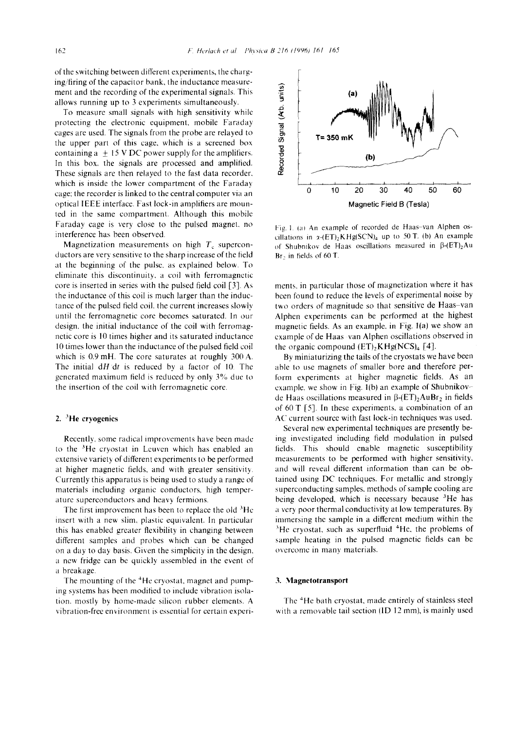of the switching between different experiments, the charging/firing of the capacitor bank, the inductance measurement and the recording of the experimental signals. This allows running up to 3 experiments simultaneously.

To measure small signals with high sensitivity while protecting the electronic equipment, mobile Faraday cages are used. The signals from the probe are relayed to the upper part of this cage, which is a screened box containing a $\pm$ 15 V DC power supply for the amplifiers. In this box, the signals are processed and amplified. These signals are then relayed to the fast data recorder, which is inside the lower compartment of the Faraday cage; the recorder is linked to the central computer via an optical IEEE interface. Fast lock-in amplifiers are mounted in the same compartment. Although this mobile Faraday cage is very close to the pulsed magnet, no interference has been observed.

Magnetization measurements on high $T_c$ superconductors are very sensitive to the sharp increase of the field at the beginning of the pulse, as explained below. To eliminate this discontinuity, a coil with ferromagnetic core is inserted in series with the pulsed field coil [3]. As the inductance of this coil is much larger than the inductance of the pulsed field coil, the current increases slowly until the ferromagnetic core becomes saturated. In our design, the initial inductance of the coil with ferromagnetic core is 10 times higher and its saturated inductance 10 times lower than the inductance of the pulsed field coil which is 0.9 mH. The core saturates at roughly 300 A. The initial $dH/dt$ is reduced by a factor of 10. The generated maximum field is reduced by only 3% due to the insertion of the coil with ferromagnetic core.

## 2. $^3$He cryogenics

Recently, some radical improvements have been made to the $^3$He cryostat in Leuven which has enabled an extensive variety of different experiments to be performed at higher magnetic fields, and with greater sensitivity. Currently this apparatus is being used to study a range of materials including organic conductors, high temperature superconductors and heavy fermions.

The first improvement has been to replace the old $^3$He insert with a new slim, plastic equivalent. In particular this has enabled greater flexibility in changing between different samples and probes which can be changed on a day to day basis. Given the simplicity in the design, a new fridge can be quickly assembled in the event of a breakage.

The mounting of the $^4$He cryostat, magnet and pumping systems has been modified to include vibration isolation, mostly by home-made silicon rubber elements. A vibration-free environment is essential for certain experiments, in particular those of magnetization where it has been found to reduce the levels of experimental noise by two orders of magnitude so that sensitive de Haas–van Alphen experiments can be performed at the highest magnetic fields. As an example, in Fig. 1(a) we show an example of de Haas–van Alphen oscillations observed in the organic compound $(ET)_2KHg(NCS)_4$ [4].

Fig. 1. (a) An example of recorded de Haas–van Alphen oscillations in $\alpha$-$(ET)_2KHg(SCN)_4$ up to 50 T. (b) An example of Shubnikov de Haas oscillations measured in $\beta$-$(ET)_2AuBr_2$ in fields of 60 T.

By miniaturizing the tails of the cryostats we have been able to use magnets of smaller bore and therefore perform experiments at higher magnetic fields. As an example, we show in Fig. 1(b) an example of Shubnikov–de Haas oscillations measured in $\beta$-$(ET)_2AuBr_2$ in fields of 60 T [5]. In these experiments, a combination of an AC current source with fast lock-in techniques was used.

Several new experimental techniques are presently being investigated including field modulation in pulsed fields. This should enable magnetic susceptibility measurements to be performed with higher sensitivity, and will reveal different information than can be obtained using DC techniques. For metallic and strongly superconducting samples, methods of sample cooling are being developed, which is necessary because $^3$He has a very poor thermal conductivity at low temperatures. By immersing the sample in a different medium within the $^3$He cryostat, such as superfluid $^4$He, the problems of sample heating in the pulsed magnetic fields can be overcome in many materials.

## 3. Magnetotransport

The $^4$He bath cryostat, made entirely of stainless steel with a removable tail section (ID 12 mm), is mainly used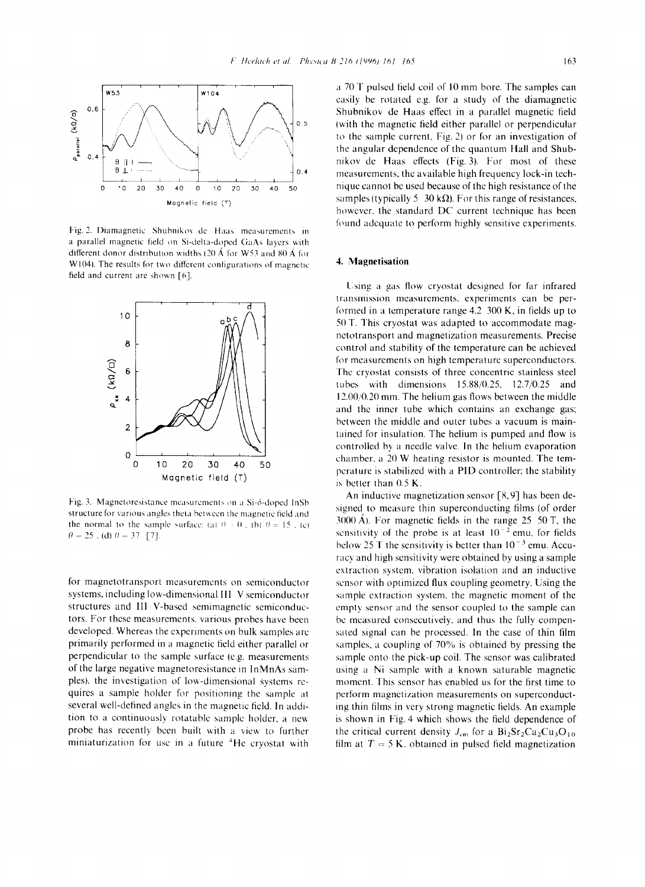Fig. 2. Diamagnetic Shubnikov de Haas measurements in a parallel magnetic field on Si-delta-doped GaAs layers with different donor distribution widths (20 Å for W53 and 80 Å for W104). The results for two different configurations of magnetic field and current are shown [6].

Fig. 3. Magnetoresistance measurements on a Si-δ-doped InSb structure for various angles theta between the magnetic field and the normal to the sample surface: (a) $\theta = 0$, (b) $\theta = 15$, (c) $\theta = 25$, (d) $\theta = 37$ [7].

for magnetotransport measurements on semiconductor systems, including low-dimensional III–V semiconductor structures and III–V-based semimagnetic semiconductors. For these measurements, various probes have been developed. Whereas the experiments on bulk samples are primarily performed in a magnetic field either parallel or perpendicular to the sample surface (e.g. measurements of the large negative magnetoresistance in InMnAs samples), the investigation of low-dimensional systems requires a sample holder for positioning the sample at several well-defined angles in the magnetic field. In addition to a continuously rotatable sample holder, a new probe has recently been built with a view to further miniaturization for use in a future $^4$He cryostat with a 70 T pulsed field coil of 10 mm bore. The samples can easily be rotated e.g. for a study of the diamagnetic Shubnikov de Haas effect in a parallel magnetic field (with the magnetic field either parallel or perpendicular to the sample current, Fig. 2) or for an investigation of the angular dependence of the quantum Hall and Shubnikov de Haas effects (Fig. 3). For most of these measurements, the available high frequency lock-in technique cannot be used because of the high resistance of the samples (typically 5–30 kΩ). For this range of resistances, however, the standard DC current technique has been found adequate to perform highly sensitive experiments.

## 4. Magnetisation

Using a gas flow cryostat designed for far infrared transmission measurements, experiments can be performed in a temperature range 4.2–300 K, in fields up to 50 T. This cryostat was adapted to accommodate magnetotransport and magnetization measurements. Precise control and stability of the temperature can be achieved for measurements on high temperature superconductors. The cryostat consists of three concentric stainless steel tubes with dimensions 15.88/0.25, 12.7/0.25 and 12.00/0.20 mm. The helium gas flows between the middle and the inner tube which contains an exchange gas; between the middle and outer tubes a vacuum is maintained for insulation. The helium is pumped and flow is controlled by a needle valve. In the helium evaporation chamber, a 20 W heating resistor is mounted. The temperature is stabilized with a PID controller; the stability is better than 0.5 K.

An inductive magnetization sensor [8, 9] has been designed to measure thin superconducting films (of order 3000 Å). For magnetic fields in the range 25–50 T, the sensitivity of the probe is at least $10^{-2}$ emu, for fields below 25 T the sensitivity is better than $10^{-3}$ emu. Accuracy and high sensitivity were obtained by using a sample extraction system, vibration isolation and an inductive sensor with optimized flux coupling geometry. Using the sample extraction system, the magnetic moment of the empty sensor and the sensor coupled to the sample can be measured consecutively, and thus the fully compensated signal can be processed. In the case of thin film samples, a coupling of 70% is obtained by pressing the sample onto the pick-up coil. The sensor was calibrated using a Ni sample with a known saturable magnetic moment. This sensor has enabled us for the first time to perform magnetization measurements on superconducting thin films in very strong magnetic fields. An example is shown in Fig. 4 which shows the field dependence of the critical current density $J_{cm}$ for a $Bi_2Sr_2Ca_2Cu_3O_{10}$ film at $T = 5$ K, obtained in pulsed field magnetization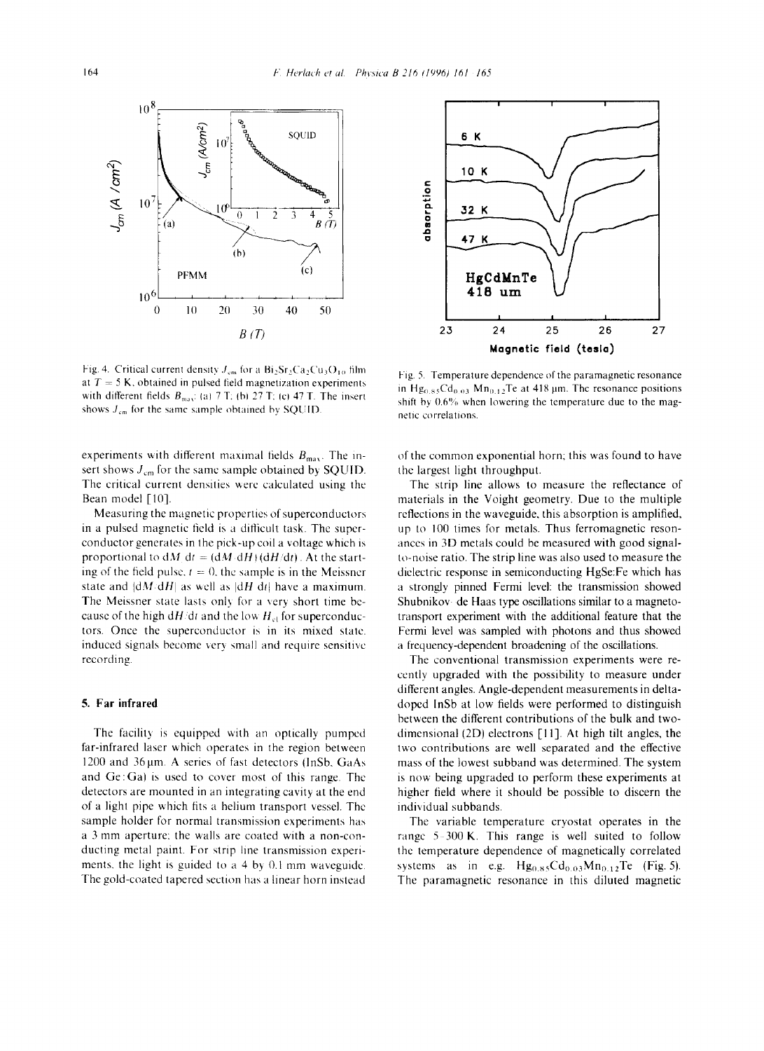Fig. 4. Critical current density $J_{cm}$ for a $Bi_2Sr_2Ca_2Cu_3O_{10}$ film at $T = 5$ K, obtained in pulsed field magnetization experiments with different fields $B_{max}$: (a) 7 T; (b) 27 T; (c) 47 T. The insert shows $J_{cm}$ for the same sample obtained by SQUID.

Fig. 5. Temperature dependence of the paramagnetic resonance in $Hg_{0.85}Cd_{0.03}Mn_{0.12}Te$ at 418 μm. The resonance positions shift by 0.6% when lowering the temperature due to the magnetic correlations.

experiments with different maximal fields $B_{max}$. The insert shows $J_{cm}$ for the same sample obtained by SQUID. The critical current densities were calculated using the Bean model [10].

Measuring the magnetic properties of superconductors in a pulsed magnetic field is a difficult task. The superconductor generates in the pick-up coil a voltage which is proportional to $dM/dt = (dM/dH)(dH/dt)$. At the starting of the field pulse, $t = 0$, the sample is in the Meissner state and $|dM/dH|$ as well as $|dH/dt|$ have a maximum. The Meissner state lasts only for a very short time because of the high $dH/dt$ and the low $H_{c1}$ for superconductors. Once the superconductor is in its mixed state, induced signals become very small and require sensitive recording.

## 5. Far infrared

The facility is equipped with an optically pumped far-infrared laser which operates in the region between 1200 and 36 μm. A series of fast detectors (InSb, GaAs and Ge:Ga) is used to cover most of this range. The detectors are mounted in an integrating cavity at the end of a light pipe which fits a helium transport vessel. The sample holder for normal transmission experiments has a 3 mm aperture; the walls are coated with a non-conducting metal paint. For strip line transmission experiments, the light is guided to a 4 by 0.1 mm waveguide. The gold-coated tapered section has a linear horn instead of the common exponential horn; this was found to have the largest light throughput.

The strip line allows to measure the reflectance of materials in the Voight geometry. Due to the multiple reflections in the waveguide, this absorption is amplified, up to 100 times for metals. Thus ferromagnetic resonances in 3D metals could be measured with good signal-to-noise ratio. The strip line was also used to measure the dielectric response in semiconducting HgSe:Fe which has a strongly pinned Fermi level: the transmission showed Shubnikov–de Haas type oscillations similar to a magneto-transport experiment with the additional feature that the Fermi level was sampled with photons and thus showed a frequency-dependent broadening of the oscillations.

The conventional transmission experiments were recently upgraded with the possibility to measure under different angles. Angle-dependent measurements in delta-doped InSb at low fields were performed to distinguish between the different contributions of the bulk and two-dimensional (2D) electrons [11]. At high tilt angles, the two contributions are well separated and the effective mass of the lowest subband was determined. The system is now being upgraded to perform these experiments at higher field where it should be possible to discern the individual subbands.

The variable temperature cryostat operates in the range 5–300 K. This range is well suited to follow the temperature dependence of magnetically correlated systems as in e.g. $Hg_{0.85}Cd_{0.03}Mn_{0.12}Te$ (Fig. 5). The paramagnetic resonance in this diluted magnetic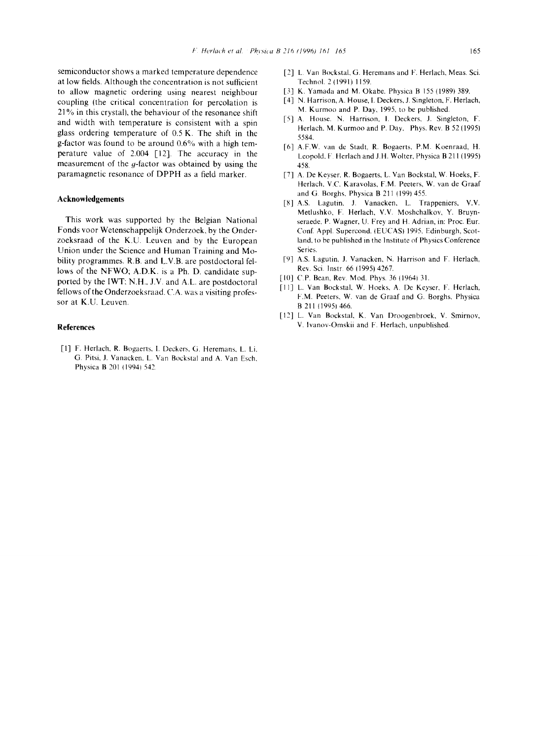semiconductor shows a marked temperature dependence at low fields. Although the concentration is not sufficient to allow magnetic ordering using nearest neighbour coupling (the critical concentration for percolation is 21% in this crystal), the behaviour of the resonance shift and width with temperature is consistent with a spin glass ordering temperature of 0.5 K. The shift in the g-factor was found to be around 0.6% with a high temperature value of 2.004 [12]. The accuracy in the measurement of the $g$-factor was obtained by using the paramagnetic resonance of DPPH as a field marker.

## Acknowledgements

This work was supported by the Belgian National Fonds voor Wetenschappelijk Onderzoek, by the Onderzoeksraad of the K.U. Leuven and by the European Union under the Science and Human Training and Mobility programmes. R.B. and L.V.B. are postdoctoral fellows of the NFWO; A.D.K. is a Ph. D. candidate supported by the IWT; N.H., J.V. and A.L. are postdoctoral fellows of the Onderzoeksraad. C.A. was a visiting professor at K.U. Leuven.

## References

[1] F. Herlach, R. Bogaerts, I. Deckers, G. Heremans, L. Li, G. Pitsi, J. Vanacken, L. Van Bockstal and A. Van Esch, Physica B 201 (1994) 542.

[2] L. Van Bockstal, G. Heremans and F. Herlach, Meas. Sci. Technol. 2 (1991) 1159.

[3] K. Yamada and M. Okabe, Physica B 155 (1989) 389.

[4] N. Harrison, A. House, I. Deckers, J. Singleton, F. Herlach, M. Kurmoo and P. Day, 1995, to be published.

[5] A. House, N. Harrison, I. Deckers, J. Singleton, F. Herlach, M. Kurmoo and P. Day, Phys. Rev. B 52 (1995) 5584.

[6] A.F.W. van de Stadt, R. Bogaerts, P.M. Koenraad, H. Leopold, F. Herlach and J.H. Wolter, Physica B 211 (1995) 458.

[7] A. De Keyser, R. Bogaerts, L. Van Bockstal, W. Hoeks, F. Herlach, V.C. Karavolas, F.M. Peeters, W. van de Graaf and G. Borghs, Physica B 211 (199) 455.

[8] A.S. Lagutin, J. Vanacken, L. Trappeniers, V.V. Metlushko, F. Herlach, V.V. Moshchalkov, Y. Bruynseraede, P. Wagner, U. Frey and H. Adrian, in: Proc. Eur. Conf. Appl. Supercond. (EUCAS) 1995, Edinburgh, Scotland, to be published in the Institute of Physics Conference Series.

[9] A.S. Lagutin, J. Vanacken, N. Harrison and F. Herlach, Rev. Sci. Instr. 66 (1995) 4267.

[10] C.P. Bean, Rev. Mod. Phys. 36 (1964) 31.

[11] L. Van Bockstal, W. Hoeks, A. De Keyser, F. Herlach, F.M. Peeters, W. van de Graaf and G. Borghs, Physica B 211 (1995) 466.

[12] L. Van Bockstal, K. Van Droogenbroek, V. Smirnov, V. Ivanov-Omskii and F. Herlach, unpublished.